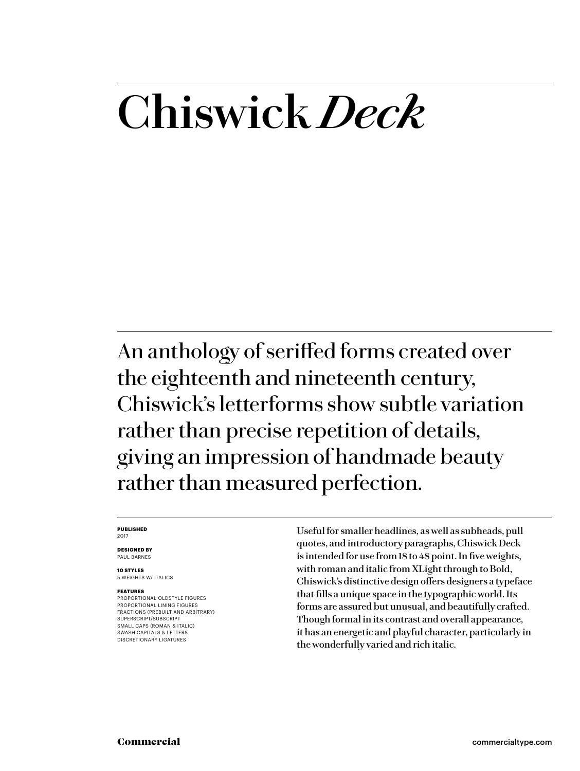# Chiswick *Deck*

An anthology of seriffed forms created over the eighteenth and nineteenth century, Chiswick's letterforms show subtle variation rather than precise repetition of details, giving an impression of handmade beauty rather than measured perfection.

**PUBLISHED**
2017

**DESIGNED BY**
PAUL BARNES

**10 STYLES**
5 WEIGHTS W/ ITALICS

**FEATURES**
PROPORTIONAL OLDSTYLE FIGURES
PROPORTIONAL LINING FIGURES
FRACTIONS (PREBUILT AND ARBITRARY)
SUPERSCRIPT/SUBSCRIPT
SMALL CAPS (ROMAN & ITALIC)
SWASH CAPITALS & LETTERS
DISCRETIONARY LIGATURES

Useful for smaller headlines, as well as subheads, pull quotes, and introductory paragraphs, Chiswick Deck is intended for use from 18 to 48 point. In five weights, with roman and italic from XLight through to Bold, Chiswick's distinctive design offers designers a typeface that fills a unique space in the typographic world. Its forms are assured but unusual, and beautifully crafted. Though formal in its contrast and overall appearance, it has an energetic and playful character, particularly in the wonderfully varied and rich italic.

**Commercial** commercialtype.com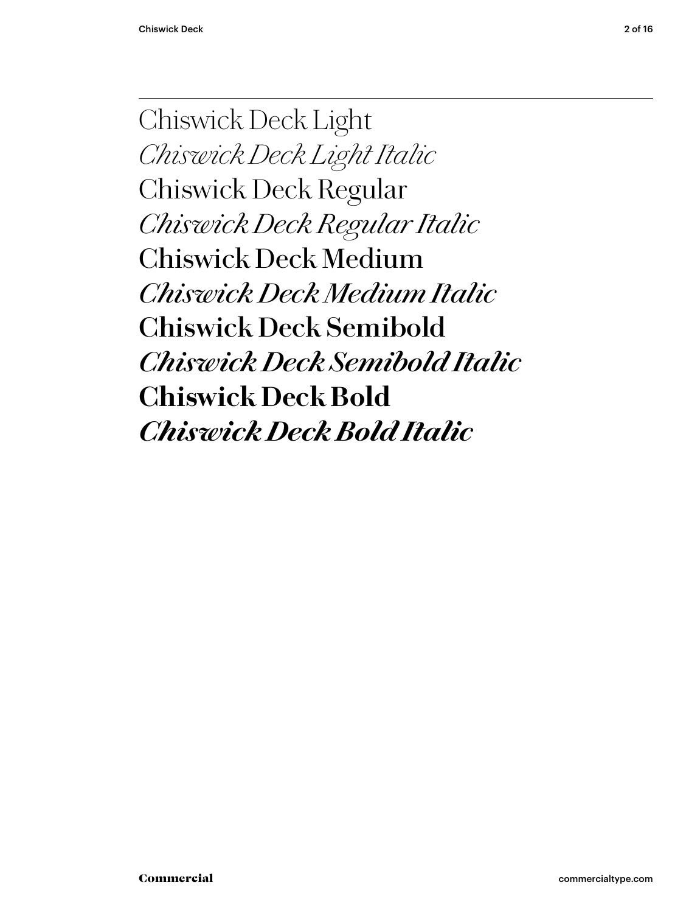Chiswick Deck Light

*Chiswick Deck Light Italic*

Chiswick Deck Regular

*Chiswick Deck Regular Italic*

Chiswick Deck Medium

*Chiswick Deck Medium Italic*

**Chiswick Deck Semibold**

***Chiswick Deck Semibold Italic***

**Chiswick Deck Bold**

***Chiswick Deck Bold Italic***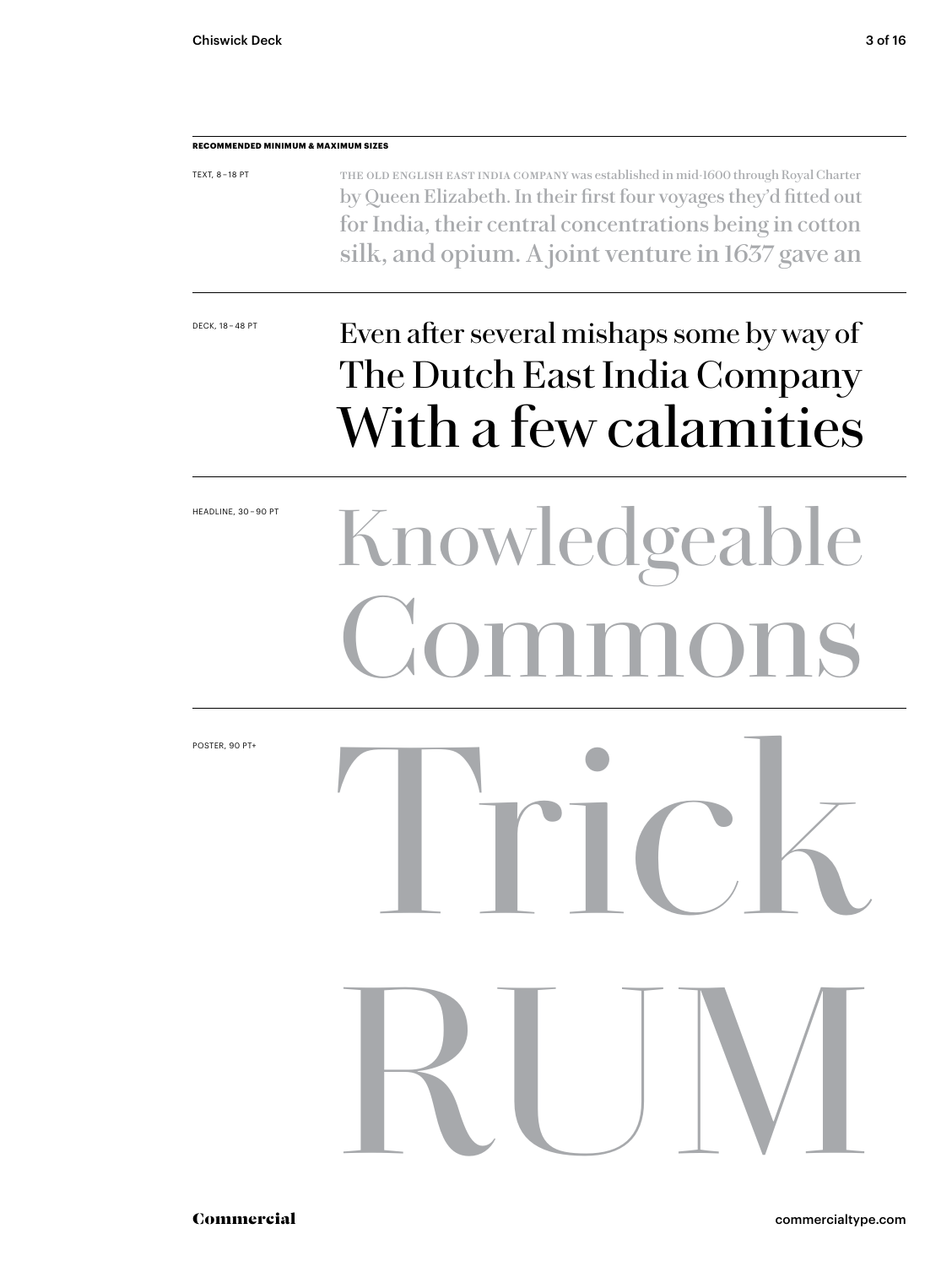**RECOMMENDED MINIMUM & MAXIMUM SIZES**

TEXT, 8–18 PT

THE OLD ENGLISH EAST INDIA COMPANY was established in mid-1600 through Royal Charter by Queen Elizabeth. In their first four voyages they'd fitted out for India, their central concentrations being in cotton silk, and opium. A joint venture in 1637 gave an

DECK, 18–48 PT

Even after several mishaps some by way of
The Dutch East India Company
With a few calamities

HEADLINE, 30–90 PT

Knowledgeable
Commons

POSTER, 90 PT+

Trick
RUM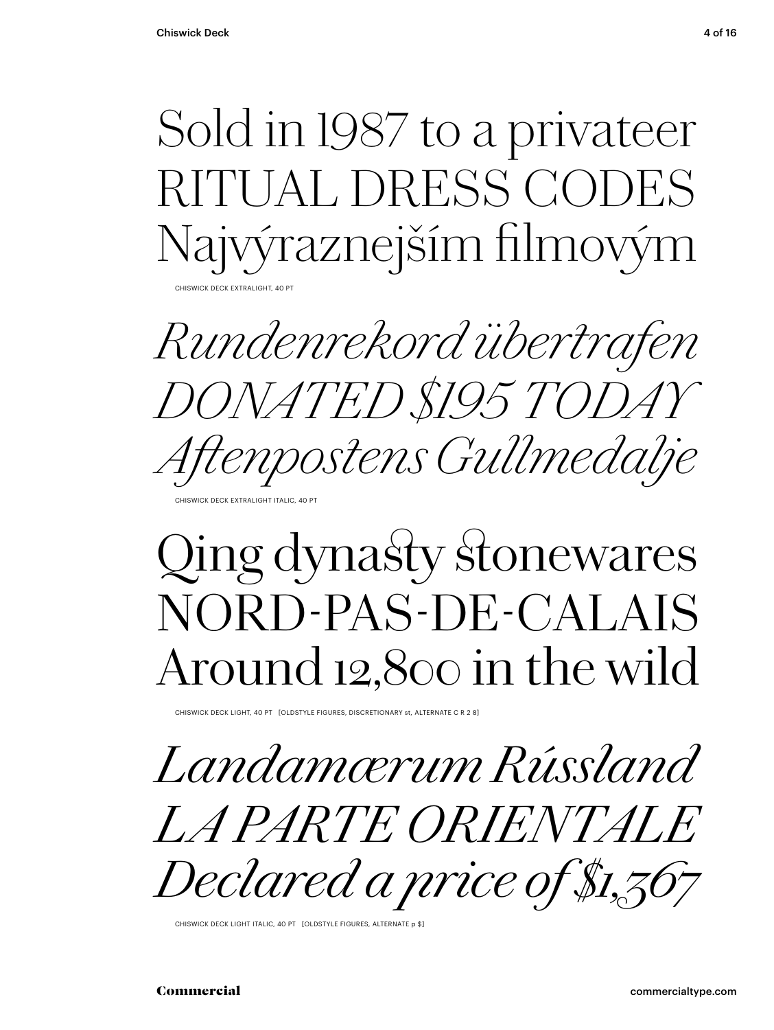Sold in 1987 to a privateer
RITUAL DRESS CODES
Najvýraznejším filmovým

CHISWICK DECK EXTRALIGHT, 40 PT

*Rundenrekord übertrafen*
*DONATED $195 TODAY*
*Aftenpostens Gullmedalje*

CHISWICK DECK EXTRALIGHT ITALIC, 40 PT

Qing dynasty stonewares
NORD-PAS-DE-CALAIS
Around 12,800 in the wild

CHISWICK DECK LIGHT, 40 PT [OLDSTYLE FIGURES, DISCRETIONARY st, ALTERNATE C R 2 8]

*Landamærum Rússland*
*LA PARTE ORIENTALE*
*Declared a price of $1,367*

CHISWICK DECK LIGHT ITALIC, 40 PT [OLDSTYLE FIGURES, ALTERNATE p $]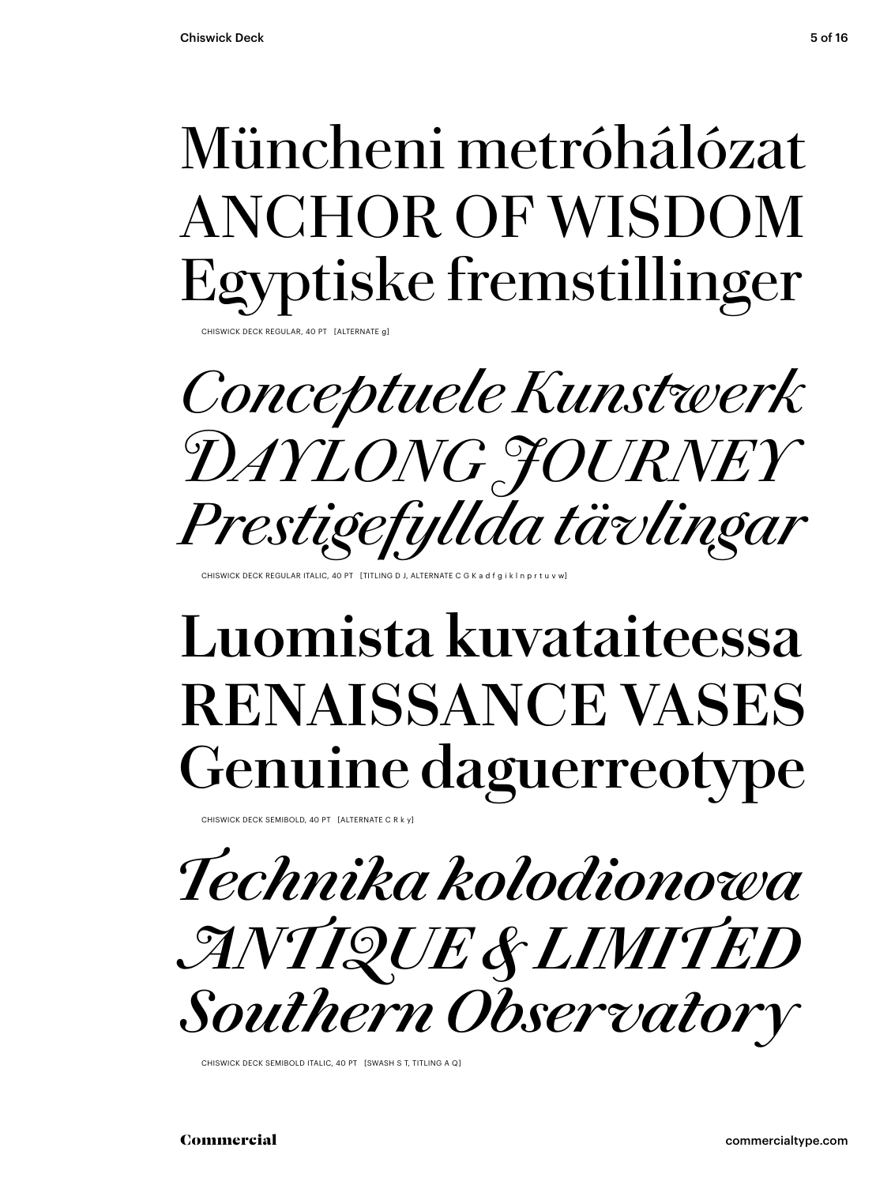Müncheni metróhálózat
ANCHOR OF WISDOM
Egyptiske fremstillinger

CHISWICK DECK REGULAR, 40 PT [ALTERNATE g]

*Conceptuele Kunstwerk*
*DAYLONG JOURNEY*
*Prestigefyllda tävlingar*

CHISWICK DECK REGULAR ITALIC, 40 PT [TITLING D J, ALTERNATE C G K a d f g i k l n p r t u v w]

**Luomista kuvataiteessa**
**RENAISSANCE VASES**
**Genuine daguerreotype**

CHISWICK DECK SEMIBOLD, 40 PT [ALTERNATE C R k y]

***Technika kolodionowa***
***ANTIQUE & LIMITED***
***Southern Observatory***

CHISWICK DECK SEMIBOLD ITALIC, 40 PT [SWASH S T, TITLING A Q]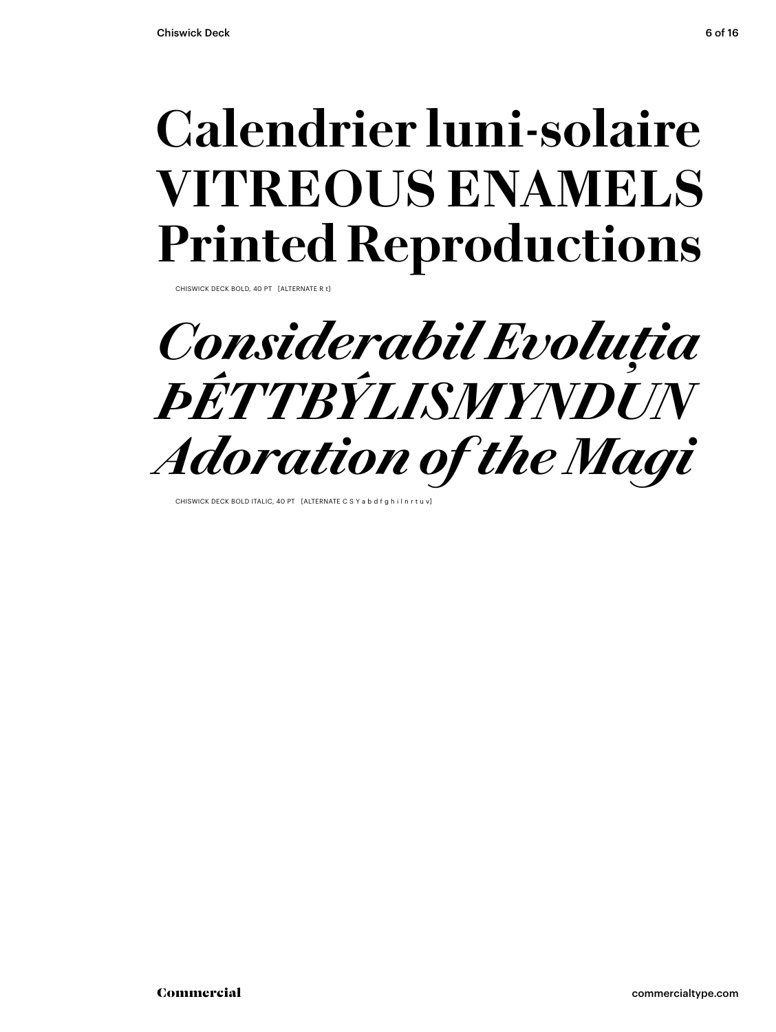# Calendrier luni-solaire VITREOUS ENAMELS Printed Reproductions

CHISWICK DECK BOLD, 40 PT [ALTERNATE R t]

***Considerabil Evoluția ÞÉTTBÝLISMYNDUN Adoration of the Magi***

CHISWICK DECK BOLD ITALIC, 40 PT [ALTERNATE C S Y a b d f g h i l n r t u v]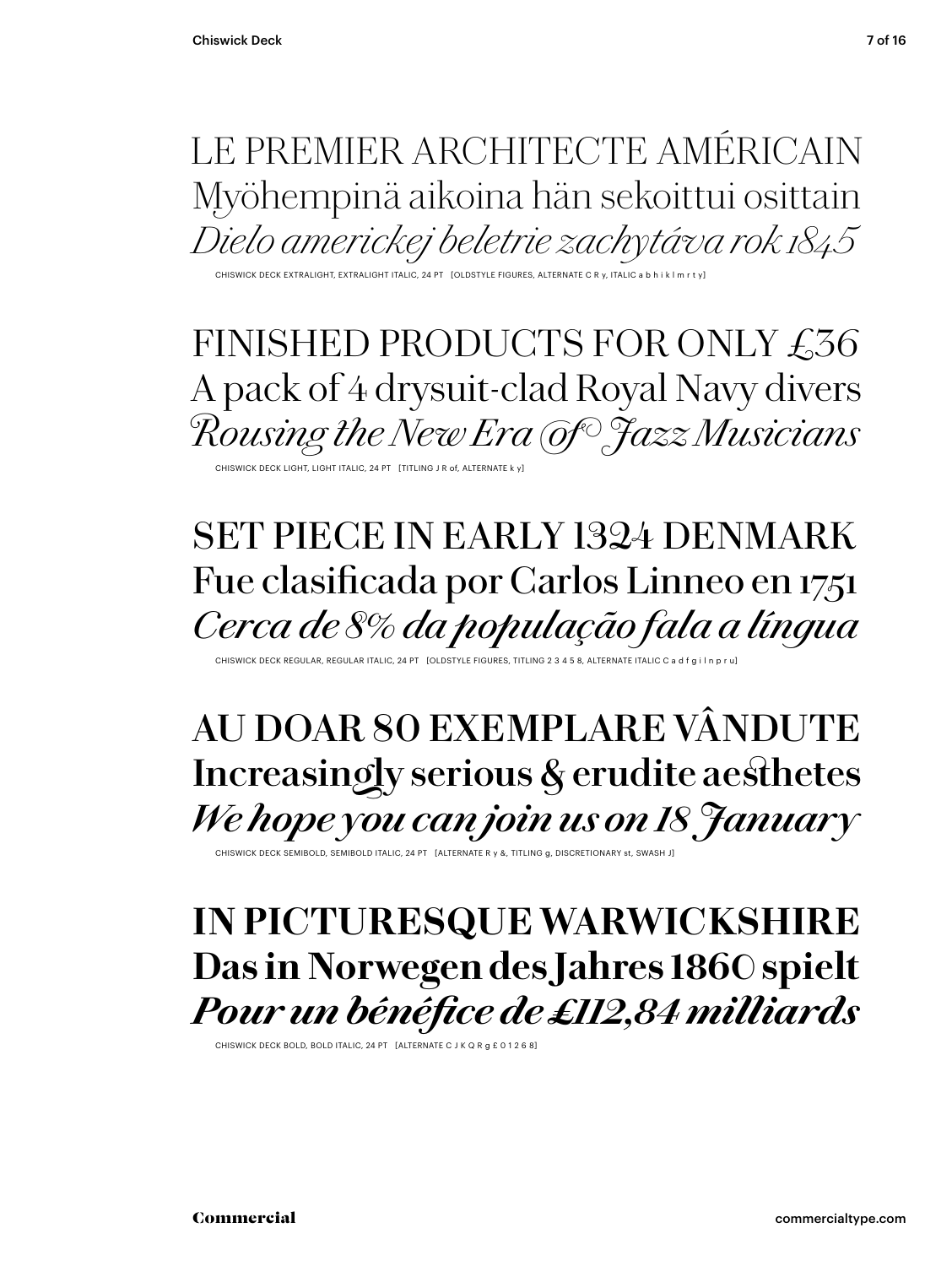LE PREMIER ARCHITECTE AMÉRICAIN
Myöhempinä aikoina hän sekoittui osittain
*Dielo americkej beletrie zachytáva rok 1845*

CHISWICK DECK EXTRALIGHT, EXTRALIGHT ITALIC, 24 PT [OLDSTYLE FIGURES, ALTERNATE C R y, ITALIC a b h i k l m r t y]

FINISHED PRODUCTS FOR ONLY £36
A pack of 4 drysuit-clad Royal Navy divers
*Rousing the New Era of Jazz Musicians*

CHISWICK DECK LIGHT, LIGHT ITALIC, 24 PT [TITLING J R of, ALTERNATE k y]

SET PIECE IN EARLY 1324 DENMARK
Fue clasificada por Carlos Linneo en 1751
*Cerca de 8% da população fala a língua*

CHISWICK DECK REGULAR, REGULAR ITALIC, 24 PT [OLDSTYLE FIGURES, TITLING 2 3 4 5 8, ALTERNATE ITALIC C a d f g i l n p r u]

AU DOAR 80 EXEMPLARE VÂNDUTE
Increasingly serious & erudite aesthetes
*We hope you can join us on 18 January*

CHISWICK DECK SEMIBOLD, SEMIBOLD ITALIC, 24 PT [ALTERNATE R y &, TITLING g, DISCRETIONARY st, SWASH J]

**IN PICTURESQUE WARWICKSHIRE**
**Das in Norwegen des Jahres 1860 spielt**
***Pour un bénéfice de £112,84 milliards***

CHISWICK DECK BOLD, BOLD ITALIC, 24 PT [ALTERNATE C J K Q R g £ 0 1 2 6 8]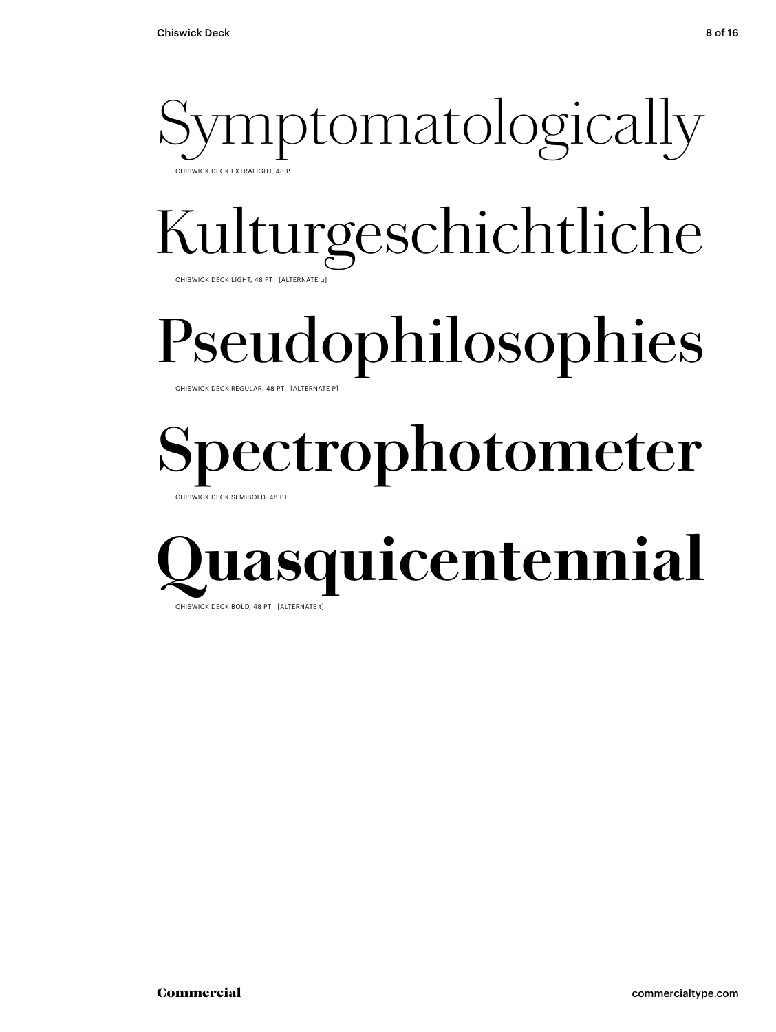Symptomatologically

CHISWICK DECK EXTRALIGHT, 48 PT

Kulturgeschichtliche

CHISWICK DECK LIGHT, 48 PT [ALTERNATE g]

Pseudophilosophies

CHISWICK DECK REGULAR, 48 PT [ALTERNATE P]

**Spectrophotometer**

CHISWICK DECK SEMIBOLD, 48 PT

**Quasquicentennial**

CHISWICK DECK BOLD, 48 PT [ALTERNATE t]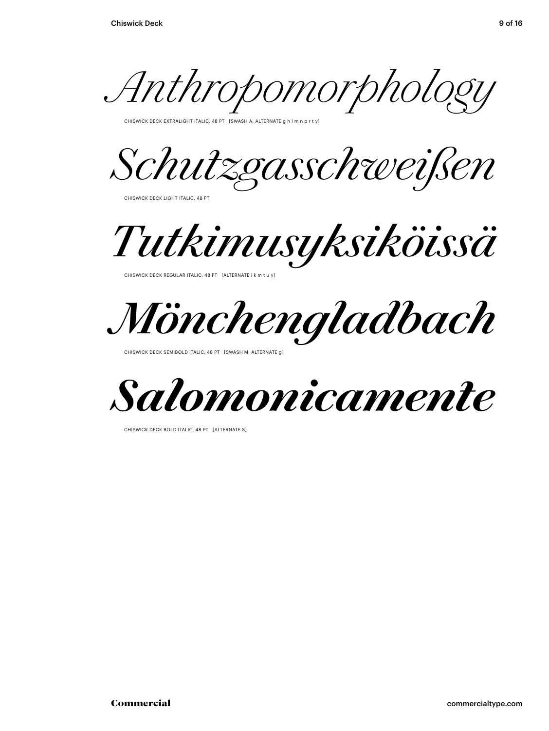*Anthropomorphology*

CHISWICK DECK EXTRALIGHT ITALIC, 48 PT [SWASH A, ALTERNATE g h l m n p r t y]

*Schutzgasschweißen*

CHISWICK DECK LIGHT ITALIC, 48 PT

*Tutkimusyksiköissä*

CHISWICK DECK REGULAR ITALIC, 48 PT [ALTERNATE i k m t u y]

*Mönchengladbach*

CHISWICK DECK SEMIBOLD ITALIC, 48 PT [SWASH M, ALTERNATE g]

***Salomonicamente***

CHISWICK DECK BOLD ITALIC, 48 PT [ALTERNATE S]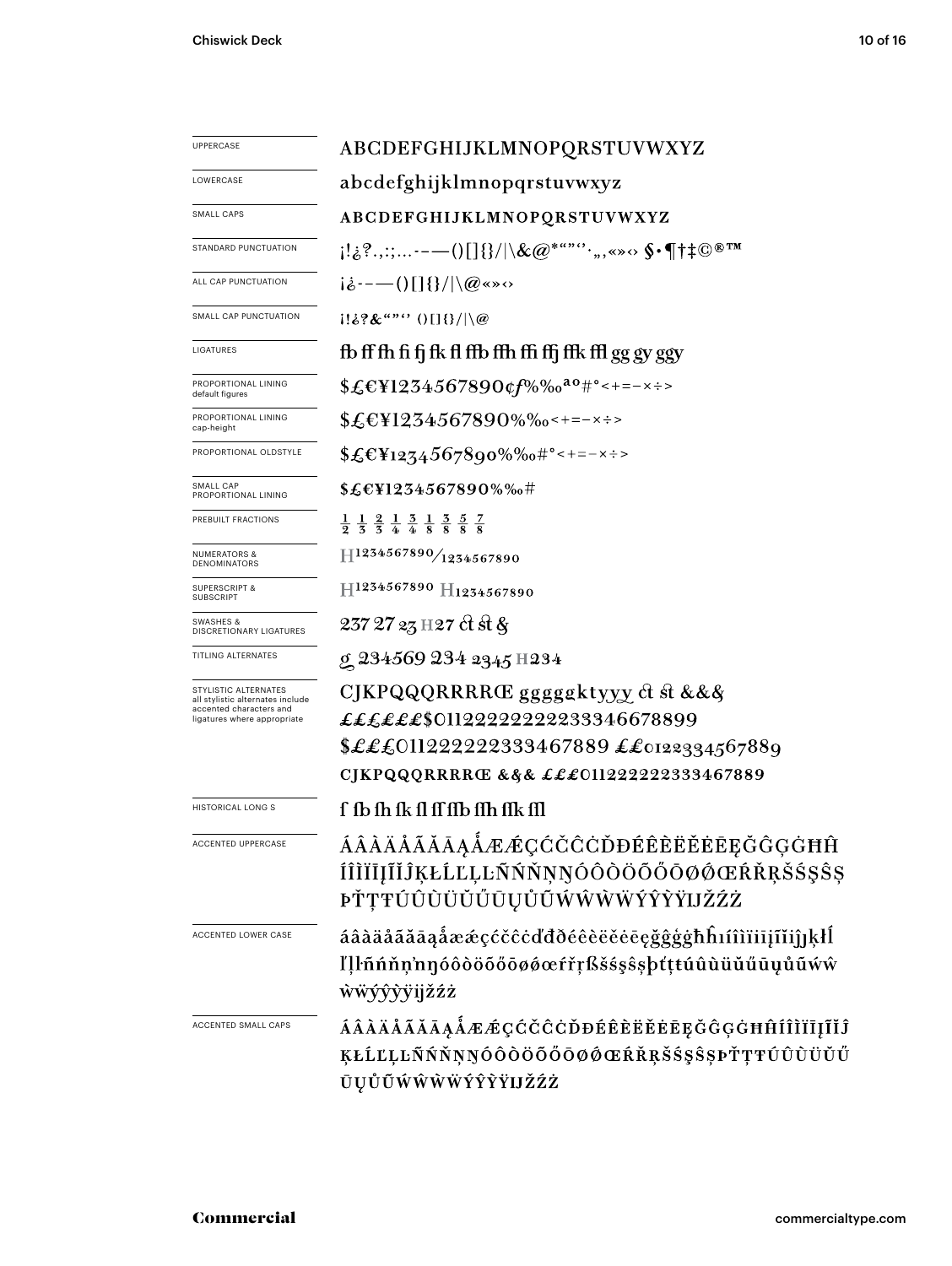| | |
|---|---|
| UPPERCASE | ABCDEFGHIJKLMNOPQRSTUVWXYZ |
| LOWERCASE | abcdefghijklmnopqrstuvwxyz |
| SMALL CAPS | ABCDEFGHIJKLMNOPQRSTUVWXYZ |
| STANDARD PUNCTUATION | ¡!¿?.,:;...-–—()[]{}/\|\&@*"""'',„‚«»‹› §•¶†‡©®™ |
| ALL CAP PUNCTUATION | ¡¿-–—()[]{}/\|\@«»‹› |
| SMALL CAP PUNCTUATION | ¡!¿?&""'' ()[]{}/\|\@ |
| LIGATURES | fb ff fh fi fj fk fl ffb ffh ffi ffj ffk ffl gg gy ggy |
| PROPORTIONAL LINING default figures | $£€¥1234567890¢ƒ%‰ªº#°<+=−×÷> |
| PROPORTIONAL LINING cap-height | $£€¥1234567890%‰<+=−×÷> |
| PROPORTIONAL OLDSTYLE | $£€¥1234567890%‰#°<+=−×÷> |
| SMALL CAP PROPORTIONAL LINING | $£€¥1234567890%‰# |
| PREBUILT FRACTIONS | ½ ⅓ ⅔ ¼ ¾ ⅛ ⅜ ⅝ ⅞ |
| NUMERATORS & DENOMINATORS | H1234567890⁄1234567890 |
| SUPERSCRIPT & SUBSCRIPT | H1234567890 H1234567890 |
| SWASHES & DISCRETIONARY LIGATURES | 237 27 23 H27 ct st & |
| TITLING ALTERNATES | g 234569 234 2345 H234 |
| STYLISTIC ALTERNATES all stylistic alternates include accented characters and ligatures where appropriate | CJKPQQQRRRRŒ gggggktyyy ct st &&& £££££$0112222222222333346678899 $£££0112222222333467889 ££0122334567889 CJKPQQQRRRRŒ &&& £££0112222222333467889 |
| HISTORICAL LONG S | ſ ſb ſh ſk ſl ſſ ſſb ſſh ſſk ſſl |
| ACCENTED UPPERCASE | ÁÂÀÄÅÃĂĀĄǺÆǼÇĆČĈĊĎĐÉÊÈËĚĖĒĘĞĜĢĠĦĤÍÎÌÏĪĮĨĬĴĶŁĹĽĻĿÑŃŇŅŊÓÔÒÖÕŐŌØǾŒŔŘŖŠŚŞŜȘÞŤŢŦÚÛÙÜŬŰŪŲŮŨẂŴẀẄÝŶỲŸĲŽŹŻ |
| ACCENTED LOWER CASE | áâàäåãăāąǻæǽçćčĉċďđðéêèëěėēęğĝģġħĥıíîìïīįĩĭȷĵķłĺľļŀñńňņŋóôòöõőōøǿœŕřŗßšśşŝșþťţŧúûùüŭűūųůũẃŵẁẅýŷỳÿĳžźż |
| ACCENTED SMALL CAPS | ÁÂÀÄÅÃĂĀĄǺÆǼÇĆČĈĊĎĐÉÊÈËĚĖĒĘĞĜĢĠĦĤÍÎÌÏĪĮĨĬĴĶŁĹĽĻĿÑŃŇŅŊÓÔÒÖÕŐŌØǾŒŔŘŖŠŚŞŜȘÞŤŢŦÚÛÙÜŬŰŪŲŮŨẂŴẀẄÝŶỲŸĲŽŹŻ |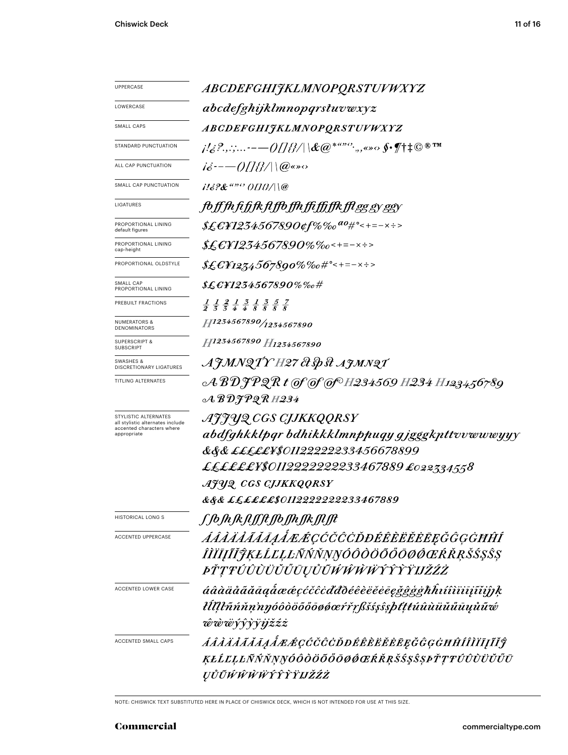| | |
|---|---|
| UPPERCASE | ABCDEFGHIJKLMNOPQRSTUVWXYZ |
| LOWERCASE | abcdefghijklmnopqrstuvwxyz |
| SMALL CAPS | ABCDEFGHIJKLMNOPQRSTUVWXYZ |
| STANDARD PUNCTUATION | ¡!¿?.,:;...-–—()[]{}/\|\\&@*“”‘’·‚„«»‹› §•¶†‡©®™ |
| ALL CAP PUNCTUATION | ¡¿-–—()[]{}/\|\\@«»‹› |
| SMALL CAP PUNCTUATION | ¡!¿?&“”‘’ ()[]{}/\|\\@ |
| LIGATURES | fb ff fh fi fj fk fl ffb ffh ffi ffj ffk ffl gg gy ggy |
| PROPORTIONAL LINING default figures | $£€¥1234567890¢f%‰ªº#°<+=−×÷> |
| PROPORTIONAL LINING cap-height | $£€¥1234567890%‰<+=−×÷> |
| PROPORTIONAL OLDSTYLE | $£€¥1234567890%‰#°<+=−×÷> |
| SMALL CAP PROPORTIONAL LINING | $£€¥1234567890%‰# |
| PREBUILT FRACTIONS | ½ ⅓ ⅔ ¼ ¾ ⅛ ⅜ ⅝ ⅞ |
| NUMERATORS & DENOMINATORS | H1234567890/1234567890 |
| SUPERSCRIPT & SUBSCRIPT | H1234567890 H1234567890 |
| SWASHES & DISCRETIONARY LIGATURES | AJMNQTY H27 ct sp st AJMNQT |
| TITLING ALTERNATES | A B D J P Q R t of of of H234569 H234 H123456789<br>A B D J P Q R H234 |
| STYLISTIC ALTERNATES all stylistic alternates include accented characters where appropriate | AJJYQ CGS CJJKKQQRSY<br>abdfghkklpqr bdhikkklmnppuqy gjgggkpttvvwwwyyy<br>&&& ££££££¥$01122222233456678899<br>£££££¥$01122222222233467889 £022334558<br>AJYQ CGS CJJKKQQRSY<br>&&& ££££££$01122222222233467889 |
| HISTORICAL LONG S | ſ ſb ſh ſk ſl ſſ ſt ſſb ſſh ſſk ſſl ſſt |
| ACCENTED UPPERCASE | ÁÂÀÄÅÃĂĀĄǺÆǼÇĆČĈĊĎĐÉÊÈËĚĖĒĘĞĜĢĠĦĤÍÎÌÏĪĮĨĬĴĶŁĹĽĻĿÑŃŇŅŊÓÔÒÖÕŐŌØǾŒŔŘŖŠŚŞŜȘÞŤŢŦÚÛÙÜŬŰŪŲŮŨẂŴẀẄÝŶỲŸĲŽŹŻ |
| ACCENTED LOWER CASE | áâàäåãăāąǻæǽçćčĉċďđðéêèëěėēęğĝģġħĥıíîìïīįĩĭĳĵķłĺľļŀñńňņŋóôòöõőōøǿœŕřŗßšśşŝșþťţŧúûùüŭűūųůũẃŵẁẅýŷỳÿĳžźż |
| ACCENTED SMALL CAPS | ÁÂÀÄÅÃĂĀĄǺÆǼÇĆČĈĊĎĐÉÊÈËĚĖĒĘĞĜĢĠĦĤÍÎÌÏĪĮĨĬĴĶŁĹĽĻĿÑŃŇŅŊÓÔÒÖÕŐŌØǾŒŔŘŖŠŚŞŜȘÞŤŢŦÚÛÙÜŬŰŪŲŮŨẂŴẀẄÝŶỲŸĲŽŹŻ |

NOTE: CHISWICK TEXT SUBSTITUTED HERE IN PLACE OF CHISWICK DECK, WHICH IS NOT INTENDED FOR USE AT THIS SIZE.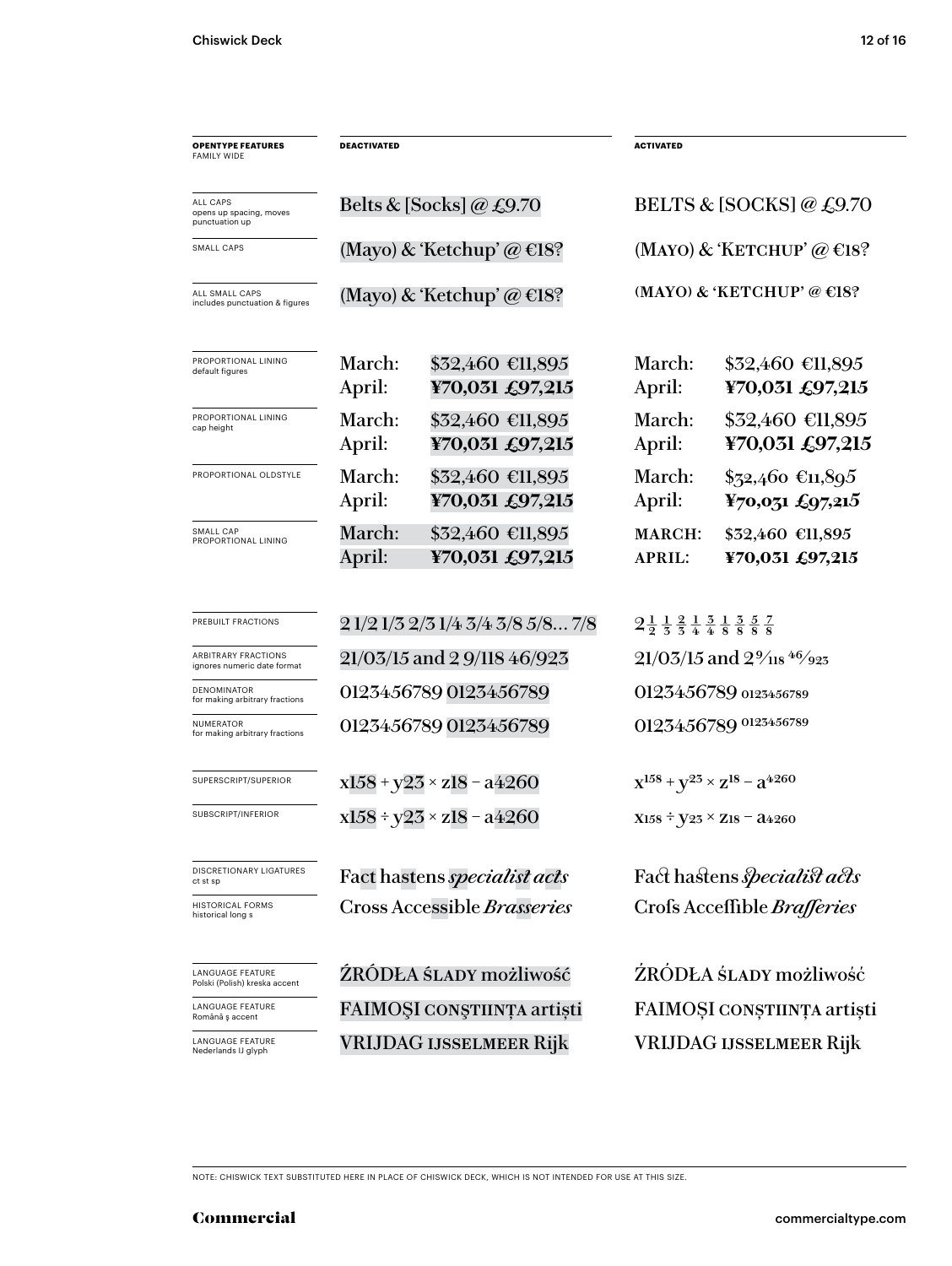| OPENTYPE FEATURES FAMILY WIDE | DEACTIVATED | | ACTIVATED | |
|---|---|---|---|---|
| ALL CAPS opens up spacing, moves punctuation up | Belts & [Socks] @ £9.70 | | BELTS & [SOCKS] @ £9.70 | |
| SMALL CAPS | (Mayo) & 'Ketchup' @ €18? | | (MAYO) & 'KETCHUP' @ €18? | |
| ALL SMALL CAPS includes punctuation & figures | (Mayo) & 'Ketchup' @ €18? | | (MAYO) & 'KETCHUP' @ €18? | |
| PROPORTIONAL LINING default figures | March: April: | $32,460 €11,895 **¥70,031 £97,215** | March: April: | $32,460 €11,895 **¥70,031 £97,215** |
| PROPORTIONAL LINING cap height | March: April: | $32,460 €11,895 **¥70,031 £97,215** | March: April: | $32,460 €11,895 **¥70,031 £97,215** |
| PROPORTIONAL OLDSTYLE | March: April: | $32,460 €11,895 **¥70,031 £97,215** | March: April: | $32,460 €11,895 **¥70,031 £97,215** |
| SMALL CAP PROPORTIONAL LINING | March: April: | $32,460 €11,895 **¥70,031 £97,215** | MARCH: APRIL: | $32,460 €11,895 **¥70,031 £97,215** |
| PREBUILT FRACTIONS | 2 1/2 1/3 2/3 1/4 3/4 3/8 5/8... 7/8 | | 2½ ⅓ ⅔ ¼ ¾ ⅜ ⅝ ⅞ | |
| ARBITRARY FRACTIONS ignores numeric date format | 21/03/15 and 2 9/118 46/923 | | 21/03/15 and 2 9⁄118 46⁄923 | |
| DENOMINATOR for making arbitrary fractions | 0123456789 0123456789 | | 0123456789 $_{0123456789}$ | |
| NUMERATOR for making arbitrary fractions | 0123456789 0123456789 | | 0123456789 $^{0123456789}$ | |
| SUPERSCRIPT/SUPERIOR | x158 + y23 × z18 − a4260 | | $x^{158} + y^{23} \times z^{18} - a^{4260}$ | |
| SUBSCRIPT/INFERIOR | x158 ÷ y23 × z18 − a4260 | | $x_{158} \div y_{23} \times z_{18} - a_{4260}$ | |
| DISCRETIONARY LIGATURES ct st sp | Fact hastens *specialist acts* | | Fact hastens *specialist acts* | |
| HISTORICAL FORMS historical long s | Cross Accessible *Brasseries* | | Crofs Acceſſible *Braſſeries* | |
| LANGUAGE FEATURE Polski (Polish) kreska accent | ŹRÓDŁA ŚLADY możliwość | | ŹRÓDŁA ŚLADY możliwość | |
| LANGUAGE FEATURE Română ș accent | FAIMOŞI CONŞTIINŢA artişti | | FAIMOȘI CONȘTIINȚA artiști | |
| LANGUAGE FEATURE Nederlands IJ glyph | VRIJDAG IJSSELMEER Rijk | | VRIJDAG IJSSELMEER Rijk | |

NOTE: CHISWICK TEXT SUBSTITUTED HERE IN PLACE OF CHISWICK DECK, WHICH IS NOT INTENDED FOR USE AT THIS SIZE.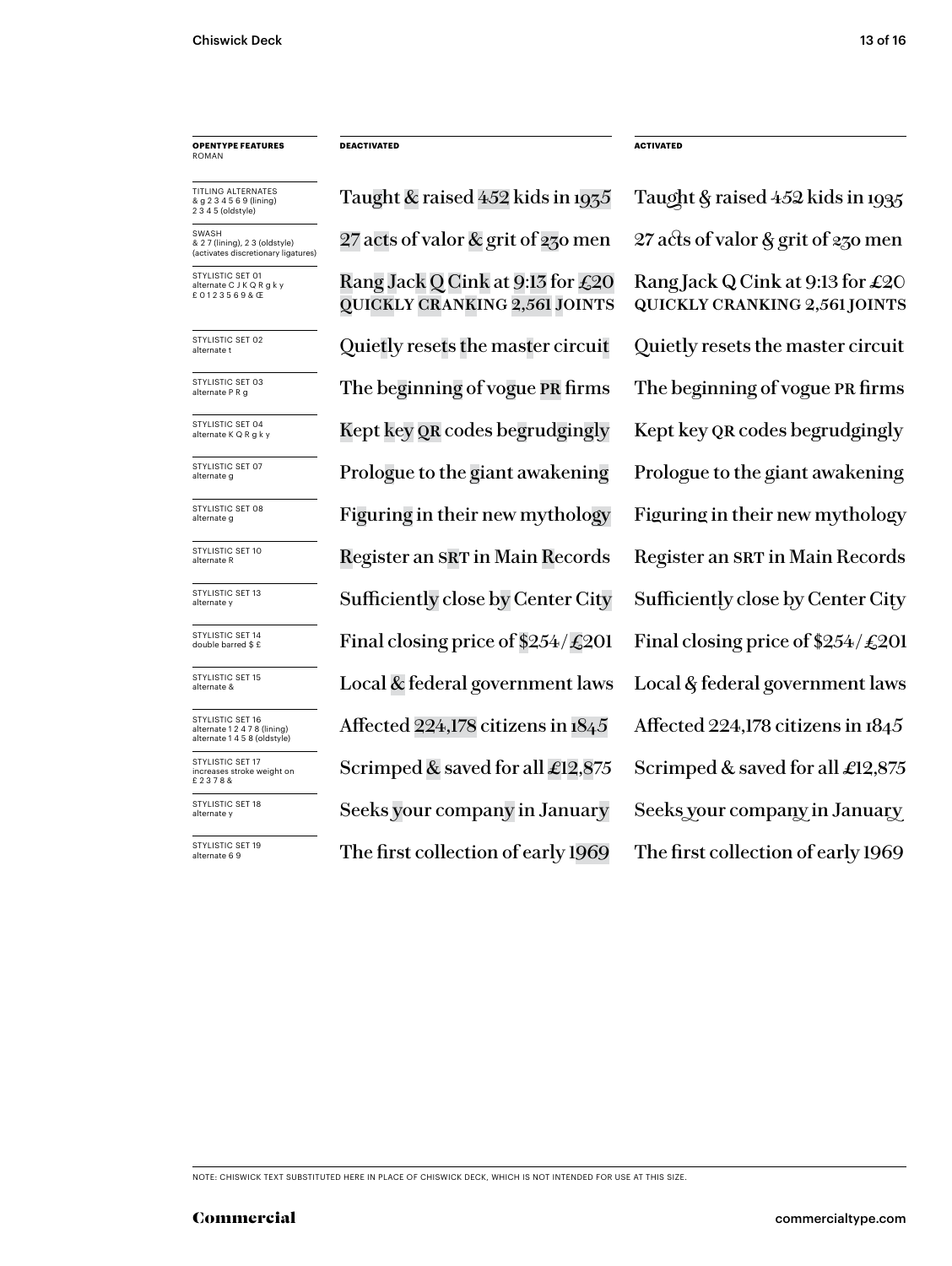| OPENTYPE FEATURES ROMAN | DEACTIVATED | ACTIVATED |
|---|---|---|
| TITLING ALTERNATES & g 2 3 4 5 6 9 (lining) 2 3 4 5 (oldstyle) | Taught & raised 452 kids in 1935 | Taught & raised 452 kids in 1935 |
| SWASH & 2 7 (lining), 2 3 (oldstyle) (activates discretionary ligatures) | 27 acts of valor & grit of 230 men | 27 acts of valor & grit of 230 men |
| STYLISTIC SET 01 alternate C J K Q R g k y £ 0 1 2 3 5 6 9 & Œ | Rang Jack Q Cink at 9:13 for £20 QUICKLY CRANKING 2,561 JOINTS | Rang Jack Q Cink at 9:13 for £20 QUICKLY CRANKING 2,561 JOINTS |
| STYLISTIC SET 02 alternate t | Quietly resets the master circuit | Quietly resets the master circuit |
| STYLISTIC SET 03 alternate P R g | The beginning of vogue PR firms | The beginning of vogue PR firms |
| STYLISTIC SET 04 alternate K Q R g k y | Kept key QR codes begrudgingly | Kept key QR codes begrudgingly |
| STYLISTIC SET 07 alternate g | Prologue to the giant awakening | Prologue to the giant awakening |
| STYLISTIC SET 08 alternate g | Figuring in their new mythology | Figuring in their new mythology |
| STYLISTIC SET 10 alternate R | Register an SRT in Main Records | Register an SRT in Main Records |
| STYLISTIC SET 13 alternate y | Sufficiently close by Center City | Sufficiently close by Center City |
| STYLISTIC SET 14 double barred $ £ | Final closing price of $254/£201 | Final closing price of $254/£201 |
| STYLISTIC SET 15 alternate & | Local & federal government laws | Local & federal government laws |
| STYLISTIC SET 16 alternate 1 2 4 7 8 (lining) alternate 1 4 5 8 (oldstyle) | Affected 224,178 citizens in 1845 | Affected 224,178 citizens in 1845 |
| STYLISTIC SET 17 increases stroke weight on £ 2 3 7 8 & | Scrimped & saved for all £12,875 | Scrimped & saved for all £12,875 |
| STYLISTIC SET 18 alternate y | Seeks your company in January | Seeks your company in January |
| STYLISTIC SET 19 alternate 6 9 | The first collection of early 1969 | The first collection of early 1969 |

NOTE: CHISWICK TEXT SUBSTITUTED HERE IN PLACE OF CHISWICK DECK, WHICH IS NOT INTENDED FOR USE AT THIS SIZE.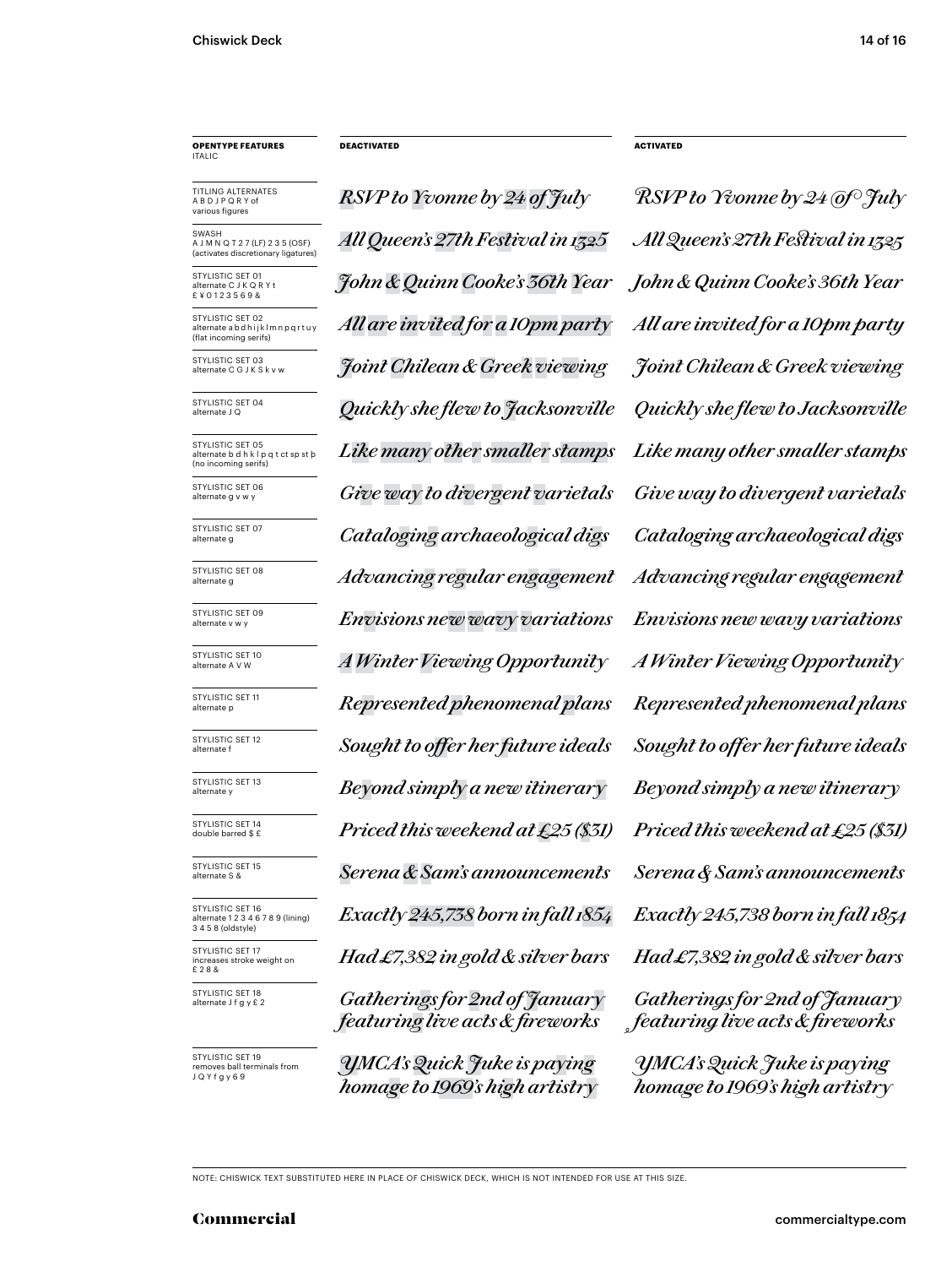| **OPENTYPE FEATURES** ITALIC | **DEACTIVATED** | **ACTIVATED** |
|---|---|---|
| TITLING ALTERNATES A B D J P Q R Y of various figures | *RSVP to Yvonne by 24 of July* | *RSVP to Yvonne by 24 of July* |
| SWASH A J M N Q T 2 7 (LF) 2 3 5 (OSF) (activates discretionary ligatures) | *All Queen's 27th Festival in 1325* | *All Queen's 27th Festival in 1325* |
| STYLISTIC SET 01 alternate C J K Q R Y t £ ¥ 0 1 2 3 5 6 9 & | *John & Quinn Cooke's 36th Year* | *John & Quinn Cooke's 36th Year* |
| STYLISTIC SET 02 alternate a b d h i j k l m n p q r t u y (flat incoming serifs) | *All are invited for a 10pm party* | *All are invited for a 10pm party* |
| STYLISTIC SET 03 alternate C G J K S k v w | *Joint Chilean & Greek viewing* | *Joint Chilean & Greek viewing* |
| STYLISTIC SET 04 alternate J Q | *Quickly she flew to Jacksonville* | *Quickly she flew to Jacksonville* |
| STYLISTIC SET 05 alternate b d h k l p q t ct sp st þ (no incoming serifs) | *Like many other smaller stamps* | *Like many other smaller stamps* |
| STYLISTIC SET 06 alternate g v w y | *Give way to divergent varietals* | *Give way to divergent varietals* |
| STYLISTIC SET 07 alternate g | *Cataloging archaeological digs* | *Cataloging archaeological digs* |
| STYLISTIC SET 08 alternate g | *Advancing regular engagement* | *Advancing regular engagement* |
| STYLISTIC SET 09 alternate v w y | *Envisions new wavy variations* | *Envisions new wavy variations* |
| STYLISTIC SET 10 alternate A V W | *A Winter Viewing Opportunity* | *A Winter Viewing Opportunity* |
| STYLISTIC SET 11 alternate p | *Represented phenomenal plans* | *Represented phenomenal plans* |
| STYLISTIC SET 12 alternate f | *Sought to offer her future ideals* | *Sought to offer her future ideals* |
| STYLISTIC SET 13 alternate y | *Beyond simply a new itinerary* | *Beyond simply a new itinerary* |
| STYLISTIC SET 14 double barred $ £ | *Priced this weekend at £25 ($31)* | *Priced this weekend at £25 ($31)* |
| STYLISTIC SET 15 alternate S & | *Serena & Sam's announcements* | *Serena & Sam's announcements* |
| STYLISTIC SET 16 alternate 1 2 3 4 6 7 8 9 (lining) 3 4 5 8 (oldstyle) | *Exactly 245,738 born in fall 1854* | *Exactly 245,738 born in fall 1854* |
| STYLISTIC SET 17 increases stroke weight on £ 2 8 & | *Had £7,382 in gold & silver bars* | *Had £7,382 in gold & silver bars* |
| STYLISTIC SET 18 alternate J f g y £ 2 | *Gatherings for 2nd of January featuring live acts & fireworks* | *Gatherings for 2nd of January featuring live acts & fireworks* |
| STYLISTIC SET 19 removes ball terminals from J Q Y f g y 6 9 | *YMCA's Quick Juke is paying homage to 1969's high artistry* | *YMCA's Quick Juke is paying homage to 1969's high artistry* |

NOTE: CHISWICK TEXT SUBSTITUTED HERE IN PLACE OF CHISWICK DECK, WHICH IS NOT INTENDED FOR USE AT THIS SIZE.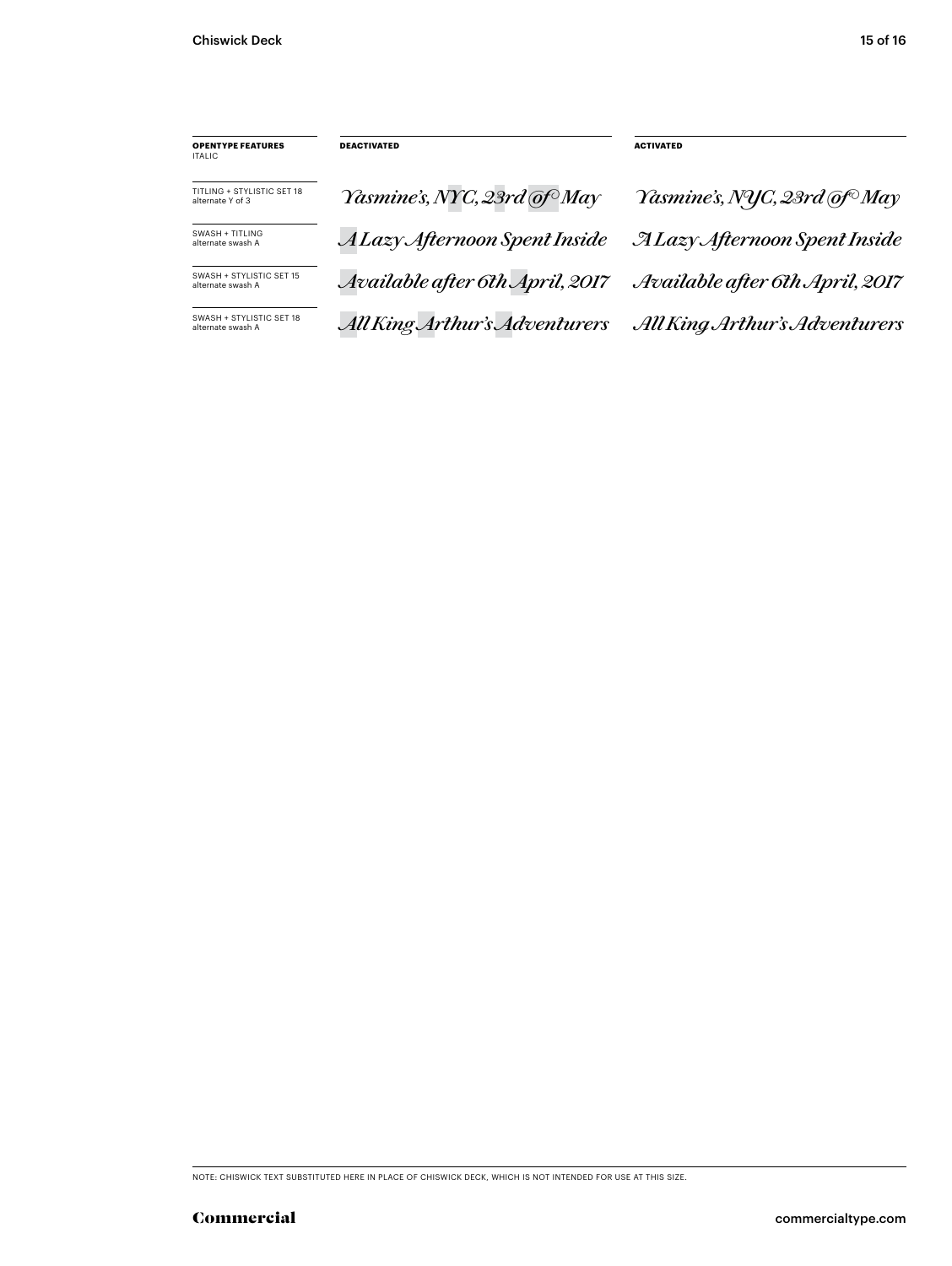| **OPENTYPE FEATURES** ITALIC | **DEACTIVATED** | **ACTIVATED** |
|---|---|---|
| TITLING + STYLISTIC SET 18 alternate Y of 3 | *Yasmine's, NYC, 23rd of May* | *Yasmine's, NYC, 23rd of May* |
| SWASH + TITLING alternate swash A | *A Lazy Afternoon Spent Inside* | *A Lazy Afternoon Spent Inside* |
| SWASH + STYLISTIC SET 15 alternate swash A | *Available after 6th April, 2017* | *Available after 6th April, 2017* |
| SWASH + STYLISTIC SET 18 alternate swash A | *All King Arthur's Adventurers* | *All King Arthur's Adventurers* |

NOTE: CHISWICK TEXT SUBSTITUTED HERE IN PLACE OF CHISWICK DECK, WHICH IS NOT INTENDED FOR USE AT THIS SIZE.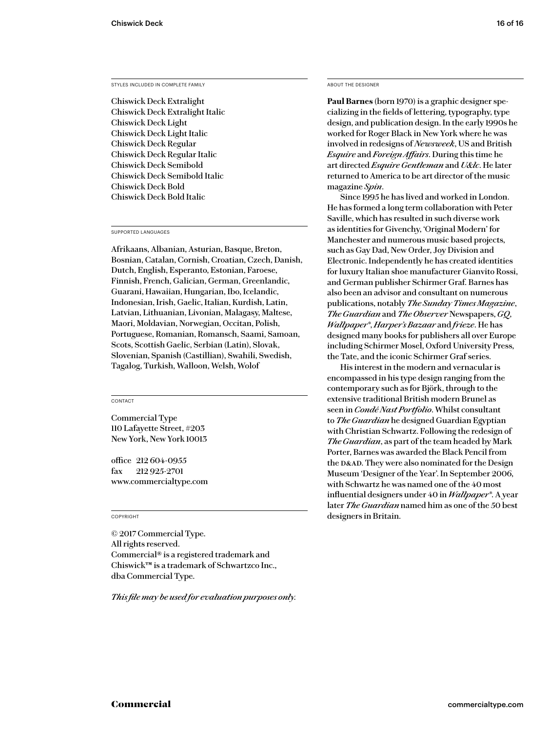## STYLES INCLUDED IN COMPLETE FAMILY

Chiswick Deck Extralight
Chiswick Deck Extralight Italic
Chiswick Deck Light
Chiswick Deck Light Italic
Chiswick Deck Regular
Chiswick Deck Regular Italic
Chiswick Deck Semibold
Chiswick Deck Semibold Italic
Chiswick Deck Bold
Chiswick Deck Bold Italic

## SUPPORTED LANGUAGES

Afrikaans, Albanian, Asturian, Basque, Breton, Bosnian, Catalan, Cornish, Croatian, Czech, Danish, Dutch, English, Esperanto, Estonian, Faroese, Finnish, French, Galician, German, Greenlandic, Guarani, Hawaiian, Hungarian, Ibo, Icelandic, Indonesian, Irish, Gaelic, Italian, Kurdish, Latin, Latvian, Lithuanian, Livonian, Malagasy, Maltese, Maori, Moldavian, Norwegian, Occitan, Polish, Portuguese, Romanian, Romansch, Saami, Samoan, Scots, Scottish Gaelic, Serbian (Latin), Slovak, Slovenian, Spanish (Castillian), Swahili, Swedish, Tagalog, Turkish, Walloon, Welsh, Wolof

## CONTACT

Commercial Type
110 Lafayette Street, #203
New York, New York 10013

office 212 604-0955
fax 212 925-2701
www.commercialtype.com

## COPYRIGHT

© 2017 Commercial Type.
All rights reserved.
Commercial® is a registered trademark and Chiswick™ is a trademark of Schwartzco Inc., dba Commercial Type.

*This file may be used for evaluation purposes only.*

## ABOUT THE DESIGNER

**Paul Barnes** (born 1970) is a graphic designer specializing in the fields of lettering, typography, type design, and publication design. In the early 1990s he worked for Roger Black in New York where he was involved in redesigns of *Newsweek*, US and British *Esquire* and *Foreign Affairs*. During this time he art directed *Esquire Gentleman* and *U&lc*. He later returned to America to be art director of the music magazine *Spin*.

Since 1995 he has lived and worked in London. He has formed a long term collaboration with Peter Saville, which has resulted in such diverse work as identities for Givenchy, 'Original Modern' for Manchester and numerous music based projects, such as Gay Dad, New Order, Joy Division and Electronic. Independently he has created identities for luxury Italian shoe manufacturer Gianvito Rossi, and German publisher Schirmer Graf. Barnes has also been an advisor and consultant on numerous publications, notably *The Sunday Times Magazine*, *The Guardian* and *The Observer* Newspapers, *GQ*, *Wallpaper\**, *Harper's Bazaar* and *frieze*. He has designed many books for publishers all over Europe including Schirmer Mosel, Oxford University Press, the Tate, and the iconic Schirmer Graf series.

His interest in the modern and vernacular is encompassed in his type design ranging from the contemporary such as for Björk, through to the extensive traditional British modern Brunel as seen in *Condé Nast Portfolio*. Whilst consultant to *The Guardian* he designed Guardian Egyptian with Christian Schwartz. Following the redesign of *The Guardian*, as part of the team headed by Mark Porter, Barnes was awarded the Black Pencil from the D&AD. They were also nominated for the Design Museum 'Designer of the Year'. In September 2006, with Schwartz he was named one of the 40 most influential designers under 40 in *Wallpaper\**. A year later *The Guardian* named him as one of the 50 best designers in Britain.